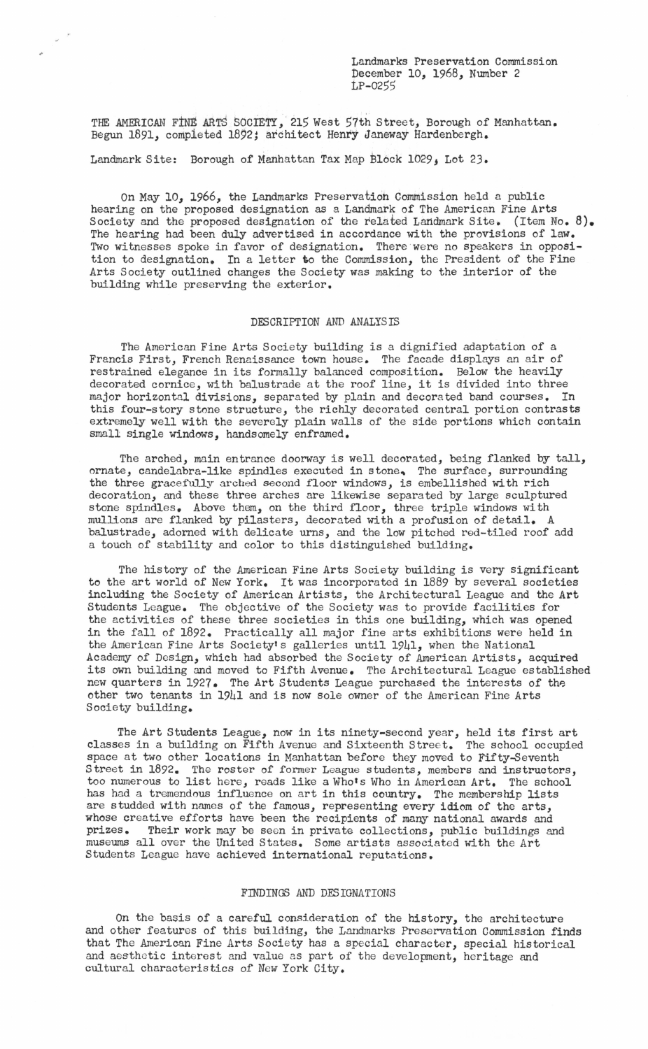Landmarks Preservation Commission
December 10, 1968, Number 2
LP-0255

THE AMERICAN FINE ARTS SOCIETY, 215 West 57th Street, Borough of Manhattan. Begun 1891, completed 1892; architect Henry Janeway Hardenbergh.

Landmark Site: Borough of Manhattan Tax Map Block 1029, Lot 23.

On May 10, 1966, the Landmarks Preservation Commission held a public hearing on the proposed designation as a Landmark of The American Fine Arts Society and the proposed designation of the related Landmark Site. (Item No. 8). The hearing had been duly advertised in accordance with the provisions of law. Two witnesses spoke in favor of designation. There were no speakers in opposition to designation. In a letter to the Commission, the President of the Fine Arts Society outlined changes the Society was making to the interior of the building while preserving the exterior.

## DESCRIPTION AND ANALYSIS

The American Fine Arts Society building is a dignified adaptation of a Francis First, French Renaissance town house. The facade displays an air of restrained elegance in its formally balanced composition. Below the heavily decorated cornice, with balustrade at the roof line, it is divided into three major horizontal divisions, separated by plain and decorated band courses. In this four-story stone structure, the richly decorated central portion contrasts extremely well with the severely plain walls of the side portions which contain small single windows, handsomely enframed.

The arched, main entrance doorway is well decorated, being flanked by tall, ornate, candelabra-like spindles executed in stone. The surface, surrounding the three gracefully arched second floor windows, is embellished with rich decoration, and these three arches are likewise separated by large sculptured stone spindles. Above them, on the third floor, three triple windows with mullions are flanked by pilasters, decorated with a profusion of detail. A balustrade, adorned with delicate urns, and the low pitched red-tiled roof add a touch of stability and color to this distinguished building.

The history of the American Fine Arts Society building is very significant to the art world of New York. It was incorporated in 1889 by several societies including the Society of American Artists, the Architectural League and the Art Students League. The objective of the Society was to provide facilities for the activities of these three societies in this one building, which was opened in the fall of 1892. Practically all major fine arts exhibitions were held in the American Fine Arts Society's galleries until 1941, when the National Academy of Design, which had absorbed the Society of American Artists, acquired its own building and moved to Fifth Avenue. The Architectural League established new quarters in 1927. The Art Students League purchased the interests of the other two tenants in 1941 and is now sole owner of the American Fine Arts Society building.

The Art Students League, now in its ninety-second year, held its first art classes in a building on Fifth Avenue and Sixteenth Street. The school occupied space at two other locations in Manhattan before they moved to Fifty-Seventh Street in 1892. The roster of former League students, members and instructors, too numerous to list here, reads like a Who's Who in American Art. The school has had a tremendous influence on art in this country. The membership lists are studded with names of the famous, representing every idiom of the arts, whose creative efforts have been the recipients of many national awards and prizes. Their work may be seen in private collections, public buildings and museums all over the United States. Some artists associated with the Art Students League have achieved international reputations.

## FINDINGS AND DESIGNATIONS

On the basis of a careful consideration of the history, the architecture and other features of this building, the Landmarks Preservation Commission finds that The American Fine Arts Society has a special character, special historical and aesthetic interest and value as part of the development, heritage and cultural characteristics of New York City.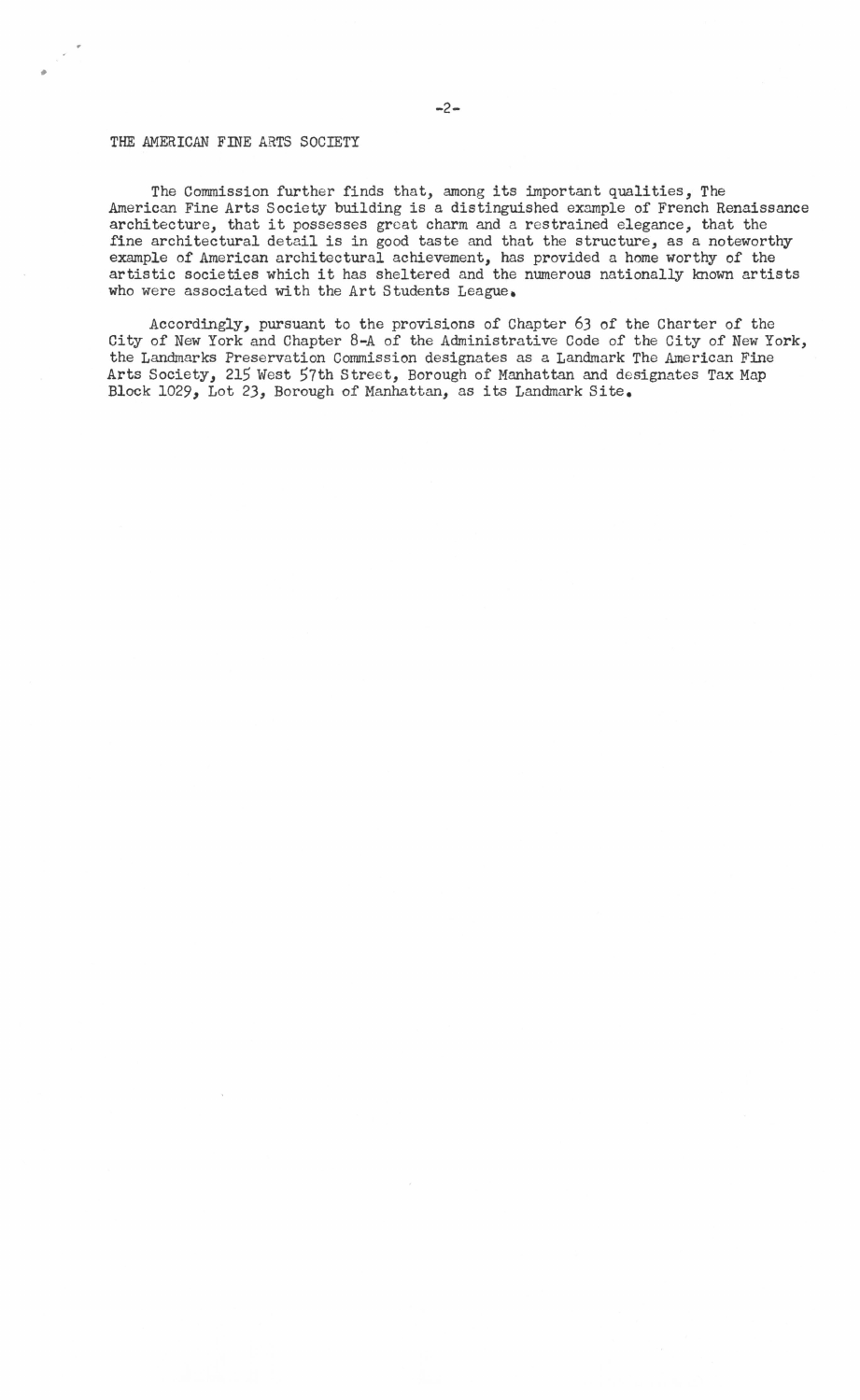THE AMERICAN FINE ARTS SOCIETY

The Commission further finds that, among its important qualities, The American Fine Arts Society building is a distinguished example of French Renaissance architecture, that it possesses great charm and a restrained elegance, that the fine architectural detail is in good taste and that the structure, as a noteworthy example of American architectural achievement, has provided a home worthy of the artistic societies which it has sheltered and the numerous nationally known artists who were associated with the Art Students League.

Accordingly, pursuant to the provisions of Chapter 63 of the Charter of the City of New York and Chapter 8-A of the Administrative Code of the City of New York, the Landmarks Preservation Commission designates as a Landmark The American Fine Arts Society, 215 West 57th Street, Borough of Manhattan and designates Tax Map Block 1029, Lot 23, Borough of Manhattan, as its Landmark Site.